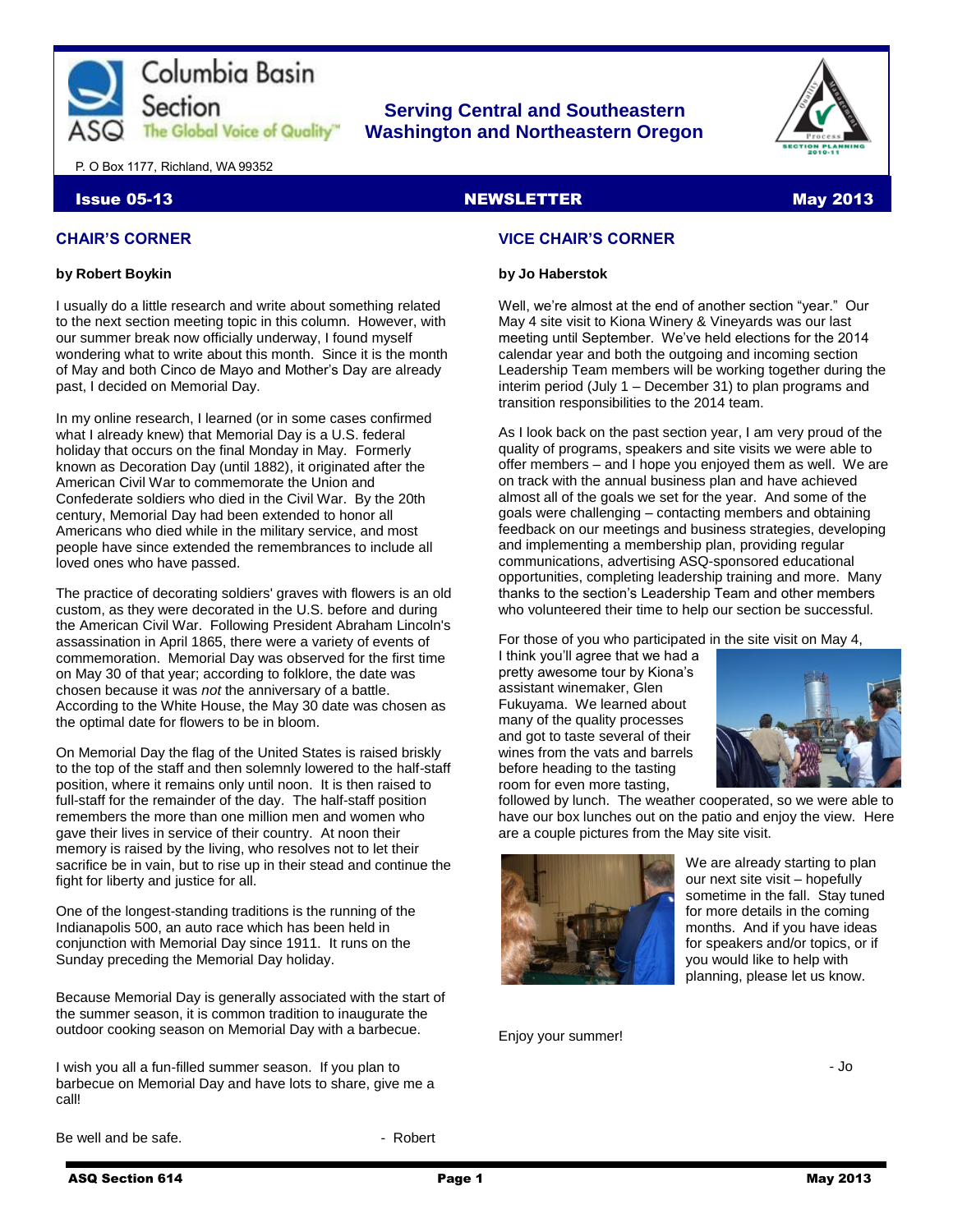Columbia Basin Section

ASQ The Global Voice of Quality™

**Serving Central and Southeastern Washington and Northeastern Oregon**

P. O Box 1177, Richland, WA 99352

**Issue 05-13** **NEWSLETTER** **May 2013**

## CHAIR'S CORNER

**by Robert Boykin**

I usually do a little research and write about something related to the next section meeting topic in this column. However, with our summer break now officially underway, I found myself wondering what to write about this month. Since it is the month of May and both Cinco de Mayo and Mother's Day are already past, I decided on Memorial Day.

In my online research, I learned (or in some cases confirmed what I already knew) that Memorial Day is a U.S. federal holiday that occurs on the final Monday in May. Formerly known as Decoration Day (until 1882), it originated after the American Civil War to commemorate the Union and Confederate soldiers who died in the Civil War. By the 20th century, Memorial Day had been extended to honor all Americans who died while in the military service, and most people have since extended the remembrances to include all loved ones who have passed.

The practice of decorating soldiers' graves with flowers is an old custom, as they were decorated in the U.S. before and during the American Civil War. Following President Abraham Lincoln's assassination in April 1865, there were a variety of events of commemoration. Memorial Day was observed for the first time on May 30 of that year; according to folklore, the date was chosen because it was *not* the anniversary of a battle. According to the White House, the May 30 date was chosen as the optimal date for flowers to be in bloom.

On Memorial Day the flag of the United States is raised briskly to the top of the staff and then solemnly lowered to the half-staff position, where it remains only until noon. It is then raised to full-staff for the remainder of the day. The half-staff position remembers the more than one million men and women who gave their lives in service of their country. At noon their memory is raised by the living, who resolves not to let their sacrifice be in vain, but to rise up in their stead and continue the fight for liberty and justice for all.

One of the longest-standing traditions is the running of the Indianapolis 500, an auto race which has been held in conjunction with Memorial Day since 1911. It runs on the Sunday preceding the Memorial Day holiday.

Because Memorial Day is generally associated with the start of the summer season, it is common tradition to inaugurate the outdoor cooking season on Memorial Day with a barbecue.

I wish you all a fun-filled summer season. If you plan to barbecue on Memorial Day and have lots to share, give me a call!

Be well and be safe.

\- Robert

## VICE CHAIR'S CORNER

**by Jo Haberstok**

Well, we're almost at the end of another section "year." Our May 4 site visit to Kiona Winery & Vineyards was our last meeting until September. We've held elections for the 2014 calendar year and both the outgoing and incoming section Leadership Team members will be working together during the interim period (July 1 – December 31) to plan programs and transition responsibilities to the 2014 team.

As I look back on the past section year, I am very proud of the quality of programs, speakers and site visits we were able to offer members – and I hope you enjoyed them as well. We are on track with the annual business plan and have achieved almost all of the goals we set for the year. And some of the goals were challenging – contacting members and obtaining feedback on our meetings and business strategies, developing and implementing a membership plan, providing regular communications, advertising ASQ-sponsored educational opportunities, completing leadership training and more. Many thanks to the section's Leadership Team and other members who volunteered their time to help our section be successful.

For those of you who participated in the site visit on May 4, I think you'll agree that we had a pretty awesome tour by Kiona's assistant winemaker, Glen Fukuyama. We learned about many of the quality processes and got to taste several of their wines from the vats and barrels before heading to the tasting room for even more tasting, followed by lunch. The weather cooperated, so we were able to have our box lunches out on the patio and enjoy the view. Here are a couple pictures from the May site visit.

We are already starting to plan our next site visit – hopefully sometime in the fall. Stay tuned for more details in the coming months. And if you have ideas for speakers and/or topics, or if you would like to help with planning, please let us know.

Enjoy your summer!

\- Jo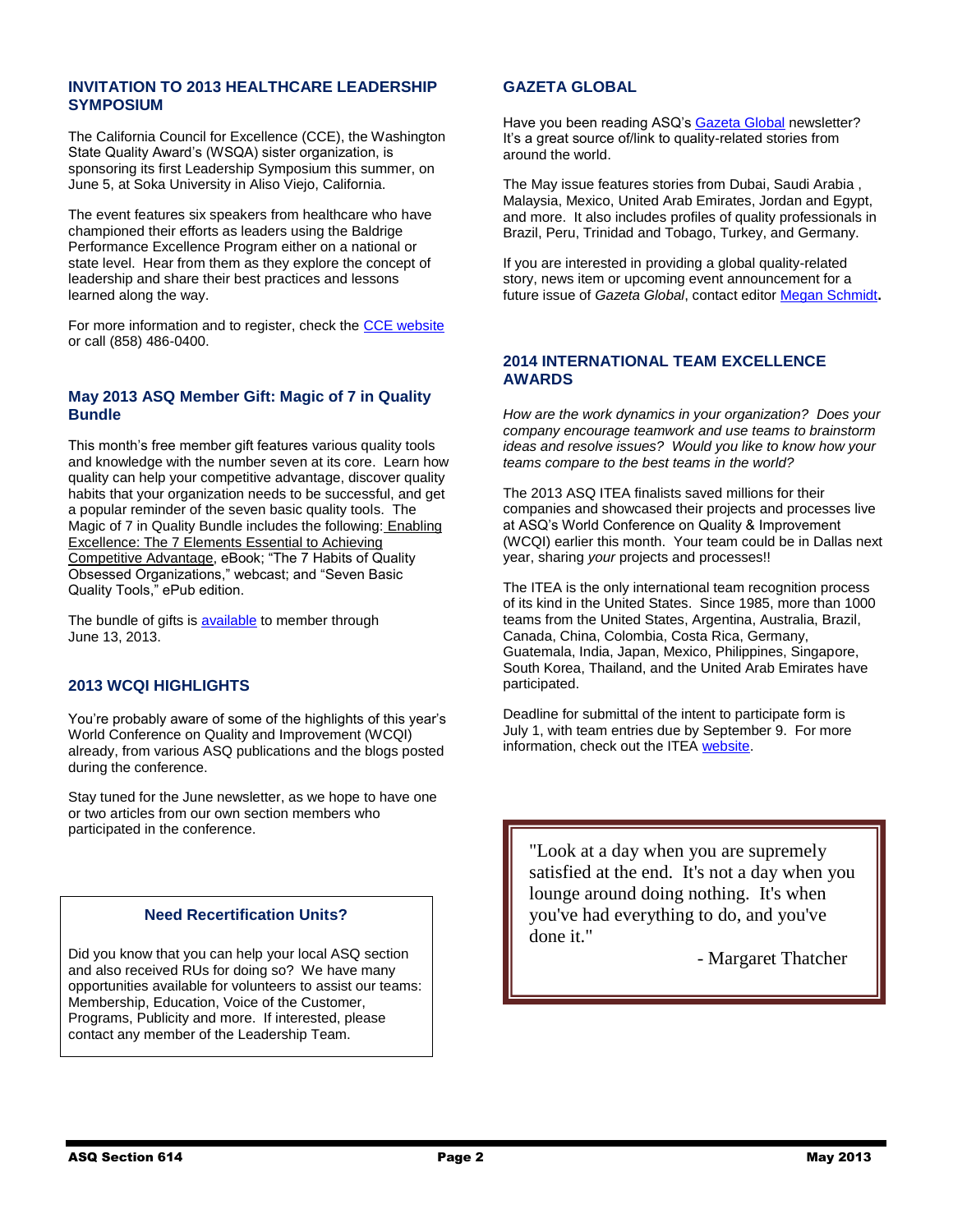## INVITATION TO 2013 HEALTHCARE LEADERSHIP SYMPOSIUM

The California Council for Excellence (CCE), the Washington State Quality Award's (WSQA) sister organization, is sponsoring its first Leadership Symposium this summer, on June 5, at Soka University in Aliso Viejo, California.

The event features six speakers from healthcare who have championed their efforts as leaders using the Baldrige Performance Excellence Program either on a national or state level. Hear from them as they explore the concept of leadership and share their best practices and lessons learned along the way.

For more information and to register, check the CCE website or call (858) 486-0400.

## May 2013 ASQ Member Gift: Magic of 7 in Quality Bundle

This month's free member gift features various quality tools and knowledge with the number seven at its core. Learn how quality can help your competitive advantage, discover quality habits that your organization needs to be successful, and get a popular reminder of the seven basic quality tools. The Magic of 7 in Quality Bundle includes the following: Enabling Excellence: The 7 Elements Essential to Achieving Competitive Advantage, eBook; "The 7 Habits of Quality Obsessed Organizations," webcast; and "Seven Basic Quality Tools," ePub edition.

The bundle of gifts is available to member through June 13, 2013.

## 2013 WCQI HIGHLIGHTS

You're probably aware of some of the highlights of this year's World Conference on Quality and Improvement (WCQI) already, from various ASQ publications and the blogs posted during the conference.

Stay tuned for the June newsletter, as we hope to have one or two articles from our own section members who participated in the conference.

### Need Recertification Units?

Did you know that you can help your local ASQ section and also received RUs for doing so? We have many opportunities available for volunteers to assist our teams: Membership, Education, Voice of the Customer, Programs, Publicity and more. If interested, please contact any member of the Leadership Team.

## GAZETA GLOBAL

Have you been reading ASQ's Gazeta Global newsletter? It's a great source of/link to quality-related stories from around the world.

The May issue features stories from Dubai, Saudi Arabia , Malaysia, Mexico, United Arab Emirates, Jordan and Egypt, and more. It also includes profiles of quality professionals in Brazil, Peru, Trinidad and Tobago, Turkey, and Germany.

If you are interested in providing a global quality-related story, news item or upcoming event announcement for a future issue of *Gazeta Global*, contact editor **Megan Schmidt.**

## 2014 INTERNATIONAL TEAM EXCELLENCE AWARDS

*How are the work dynamics in your organization? Does your company encourage teamwork and use teams to brainstorm ideas and resolve issues? Would you like to know how your teams compare to the best teams in the world?*

The 2013 ASQ ITEA finalists saved millions for their companies and showcased their projects and processes live at ASQ's World Conference on Quality & Improvement (WCQI) earlier this month. Your team could be in Dallas next year, sharing *your* projects and processes!!

The ITEA is the only international team recognition process of its kind in the United States. Since 1985, more than 1000 teams from the United States, Argentina, Australia, Brazil, Canada, China, Colombia, Costa Rica, Germany, Guatemala, India, Japan, Mexico, Philippines, Singapore, South Korea, Thailand, and the United Arab Emirates have participated.

Deadline for submittal of the intent to participate form is July 1, with team entries due by September 9. For more information, check out the ITEA website.

> "Look at a day when you are supremely satisfied at the end. It's not a day when you lounge around doing nothing. It's when you've had everything to do, and you've done it."
>
> \- Margaret Thatcher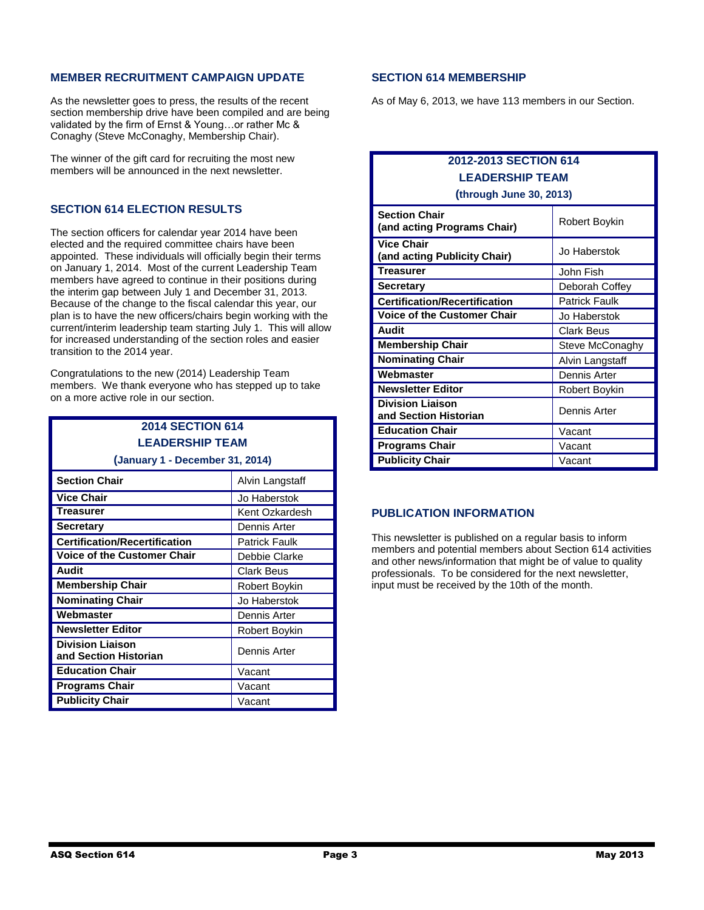## MEMBER RECRUITMENT CAMPAIGN UPDATE

As the newsletter goes to press, the results of the recent section membership drive have been compiled and are being validated by the firm of Ernst & Young…or rather Mc & Conaghy (Steve McConaghy, Membership Chair).

The winner of the gift card for recruiting the most new members will be announced in the next newsletter.

## SECTION 614 ELECTION RESULTS

The section officers for calendar year 2014 have been elected and the required committee chairs have been appointed. These individuals will officially begin their terms on January 1, 2014. Most of the current Leadership Team members have agreed to continue in their positions during the interim gap between July 1 and December 31, 2013. Because of the change to the fiscal calendar this year, our plan is to have the new officers/chairs begin working with the current/interim leadership team starting July 1. This will allow for increased understanding of the section roles and easier transition to the 2014 year.

Congratulations to the new (2014) Leadership Team members. We thank everyone who has stepped up to take on a more active role in our section.

**2014 SECTION 614 LEADERSHIP TEAM**
**(January 1 - December 31, 2014)**

| | |
|---|---|
| **Section Chair** | Alvin Langstaff |
| **Vice Chair** | Jo Haberstok |
| **Treasurer** | Kent Ozkardesh |
| **Secretary** | Dennis Arter |
| **Certification/Recertification** | Patrick Faulk |
| **Voice of the Customer Chair** | Debbie Clarke |
| **Audit** | Clark Beus |
| **Membership Chair** | Robert Boykin |
| **Nominating Chair** | Jo Haberstok |
| **Webmaster** | Dennis Arter |
| **Newsletter Editor** | Robert Boykin |
| **Division Liaison and Section Historian** | Dennis Arter |
| **Education Chair** | Vacant |
| **Programs Chair** | Vacant |
| **Publicity Chair** | Vacant |

## SECTION 614 MEMBERSHIP

As of May 6, 2013, we have 113 members in our Section.

**2012-2013 SECTION 614 LEADERSHIP TEAM**
**(through June 30, 2013)**

| | |
|---|---|
| **Section Chair (and acting Programs Chair)** | Robert Boykin |
| **Vice Chair (and acting Publicity Chair)** | Jo Haberstok |
| **Treasurer** | John Fish |
| **Secretary** | Deborah Coffey |
| **Certification/Recertification** | Patrick Faulk |
| **Voice of the Customer Chair** | Jo Haberstok |
| **Audit** | Clark Beus |
| **Membership Chair** | Steve McConaghy |
| **Nominating Chair** | Alvin Langstaff |
| **Webmaster** | Dennis Arter |
| **Newsletter Editor** | Robert Boykin |
| **Division Liaison and Section Historian** | Dennis Arter |
| **Education Chair** | Vacant |
| **Programs Chair** | Vacant |
| **Publicity Chair** | Vacant |

## PUBLICATION INFORMATION

This newsletter is published on a regular basis to inform members and potential members about Section 614 activities and other news/information that might be of value to quality professionals. To be considered for the next newsletter, input must be received by the 10th of the month.